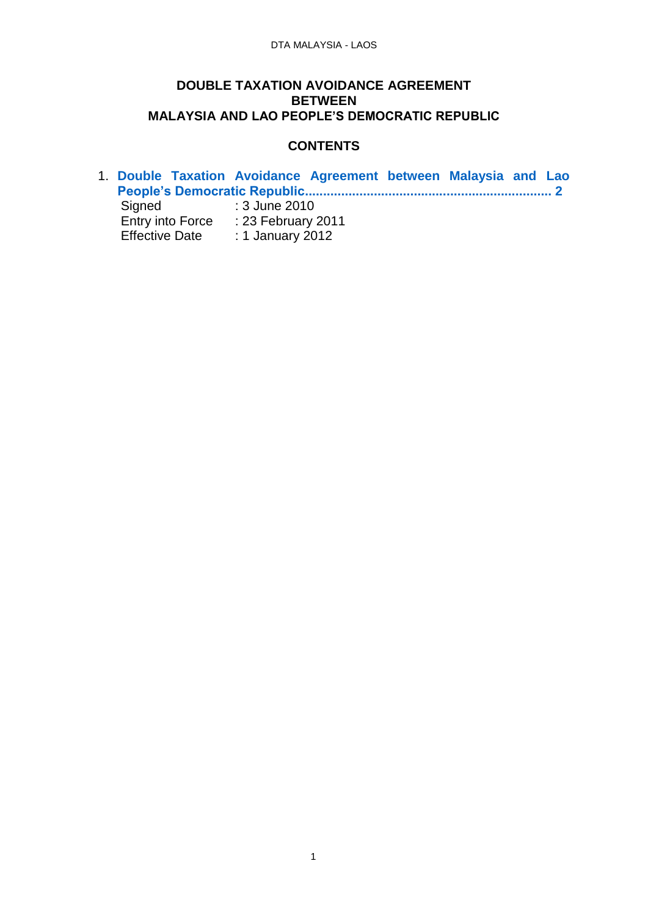# DOUBLE TAXATION AVOIDANCE AGREEMENT BETWEEN MALAYSIA AND LAO PEOPLE'S DEMOCRATIC REPUBLIC

## CONTENTS

1. **Double Taxation Avoidance Agreement between Malaysia and Lao People's Democratic Republic.................................................................... 2**

   Signed : 3 June 2010
   Entry into Force : 23 February 2011
   Effective Date : 1 January 2012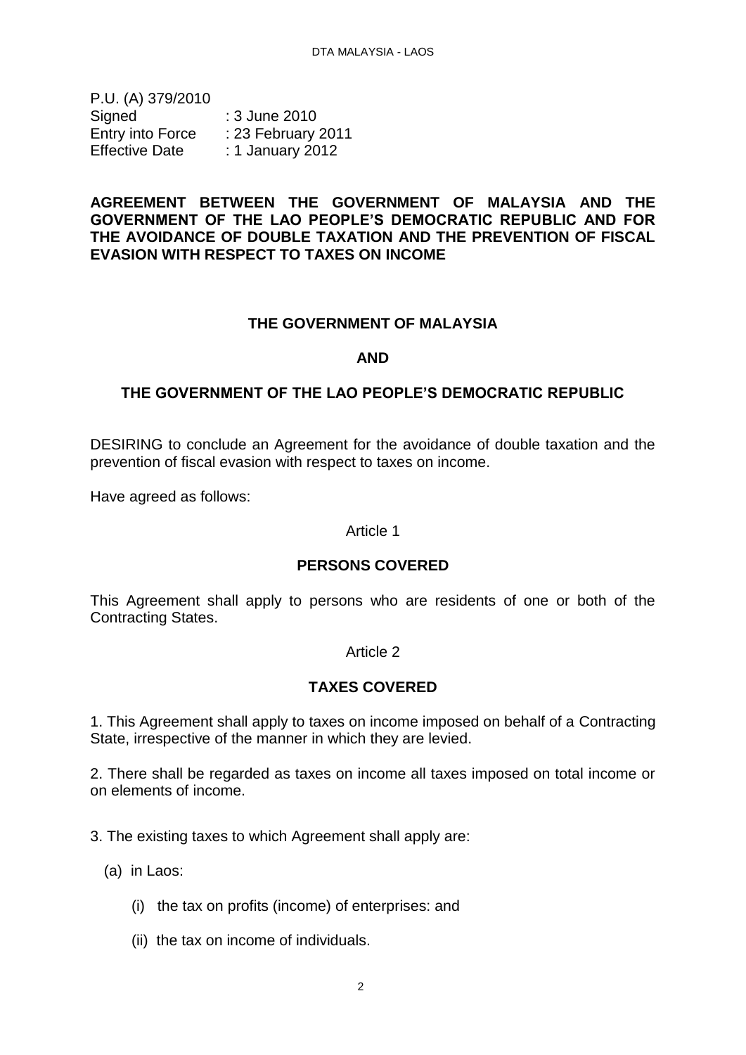P.U. (A) 379/2010
Signed : 3 June 2010
Entry into Force : 23 February 2011
Effective Date : 1 January 2012

**AGREEMENT BETWEEN THE GOVERNMENT OF MALAYSIA AND THE GOVERNMENT OF THE LAO PEOPLE'S DEMOCRATIC REPUBLIC AND FOR THE AVOIDANCE OF DOUBLE TAXATION AND THE PREVENTION OF FISCAL EVASION WITH RESPECT TO TAXES ON INCOME**

**THE GOVERNMENT OF MALAYSIA**

**AND**

**THE GOVERNMENT OF THE LAO PEOPLE'S DEMOCRATIC REPUBLIC**

DESIRING to conclude an Agreement for the avoidance of double taxation and the prevention of fiscal evasion with respect to taxes on income.

Have agreed as follows:

Article 1

**PERSONS COVERED**

This Agreement shall apply to persons who are residents of one or both of the Contracting States.

Article 2

**TAXES COVERED**

1. This Agreement shall apply to taxes on income imposed on behalf of a Contracting State, irrespective of the manner in which they are levied.

2. There shall be regarded as taxes on income all taxes imposed on total income or on elements of income.

3. The existing taxes to which Agreement shall apply are:

(a) in Laos:

(i) the tax on profits (income) of enterprises: and

(ii) the tax on income of individuals.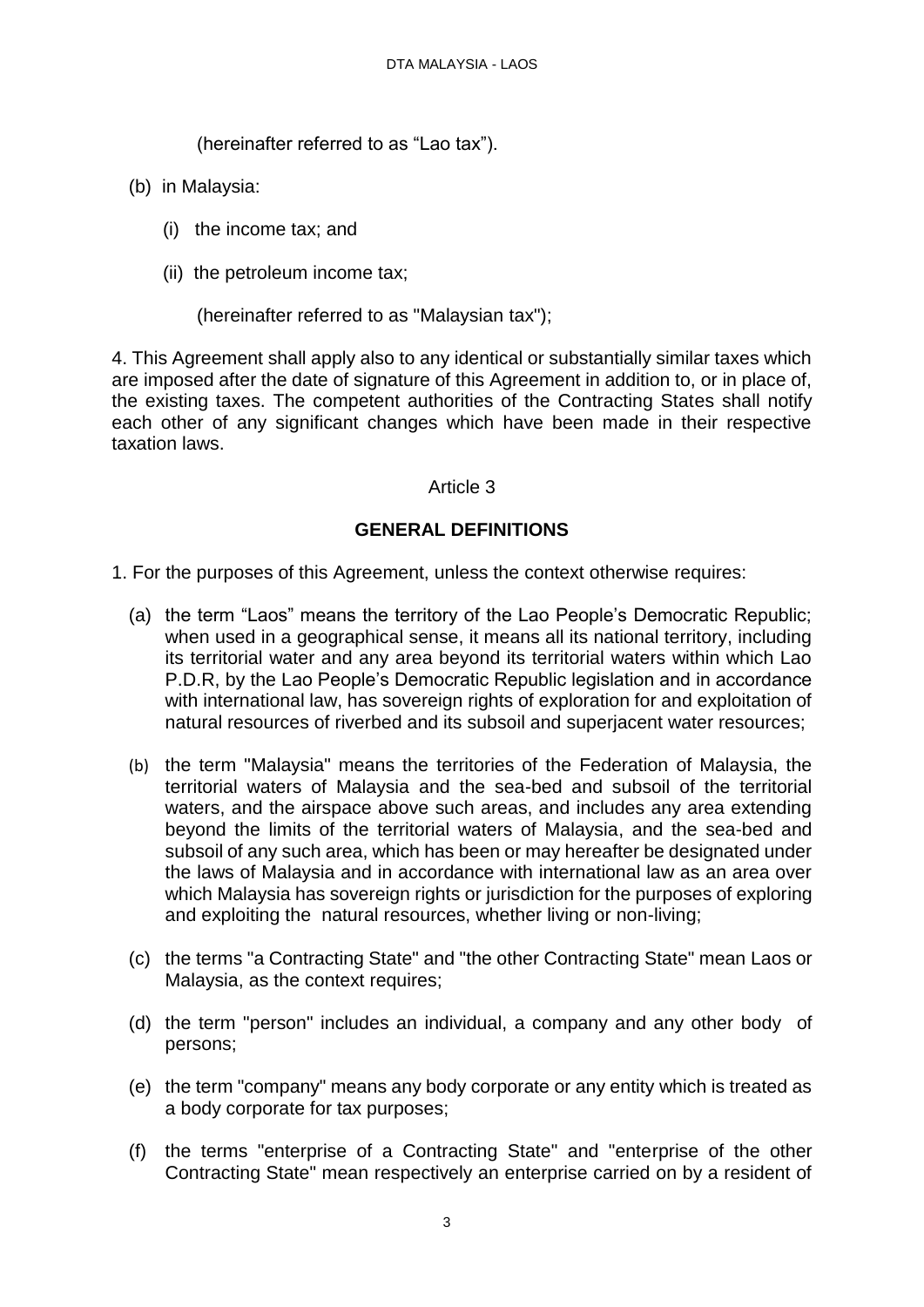(hereinafter referred to as “Lao tax”).

(b) in Malaysia:

(i) the income tax; and

(ii) the petroleum income tax;

(hereinafter referred to as "Malaysian tax");

4. This Agreement shall apply also to any identical or substantially similar taxes which are imposed after the date of signature of this Agreement in addition to, or in place of, the existing taxes. The competent authorities of the Contracting States shall notify each other of any significant changes which have been made in their respective taxation laws.

Article 3

**GENERAL DEFINITIONS**

1. For the purposes of this Agreement, unless the context otherwise requires:

(a) the term “Laos” means the territory of the Lao People’s Democratic Republic; when used in a geographical sense, it means all its national territory, including its territorial water and any area beyond its territorial waters within which Lao P.D.R, by the Lao People’s Democratic Republic legislation and in accordance with international law, has sovereign rights of exploration for and exploitation of natural resources of riverbed and its subsoil and superjacent water resources;

(b) the term "Malaysia" means the territories of the Federation of Malaysia, the territorial waters of Malaysia and the sea-bed and subsoil of the territorial waters, and the airspace above such areas, and includes any area extending beyond the limits of the territorial waters of Malaysia, and the sea-bed and subsoil of any such area, which has been or may hereafter be designated under the laws of Malaysia and in accordance with international law as an area over which Malaysia has sovereign rights or jurisdiction for the purposes of exploring and exploiting the natural resources, whether living or non-living;

(c) the terms "a Contracting State" and "the other Contracting State" mean Laos or Malaysia, as the context requires;

(d) the term "person" includes an individual, a company and any other body of persons;

(e) the term "company" means any body corporate or any entity which is treated as a body corporate for tax purposes;

(f) the terms "enterprise of a Contracting State" and "enterprise of the other Contracting State" mean respectively an enterprise carried on by a resident of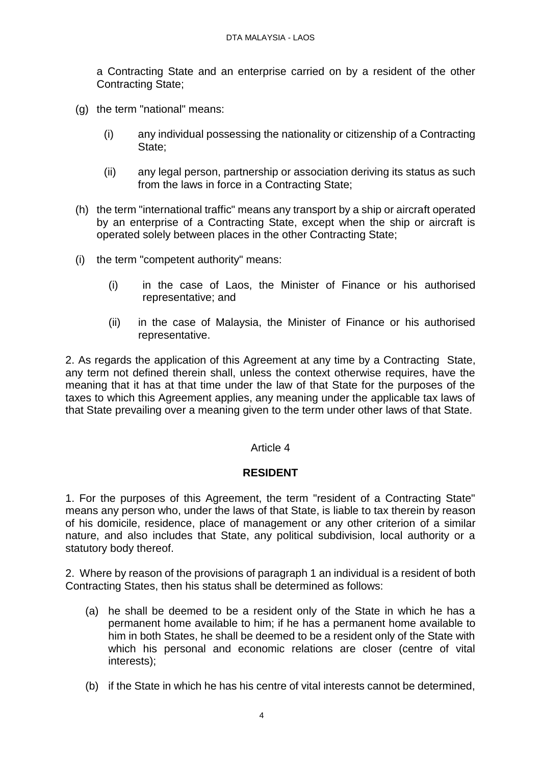a Contracting State and an enterprise carried on by a resident of the other Contracting State;

(g) the term "national" means:

   (i) any individual possessing the nationality or citizenship of a Contracting State;

   (ii) any legal person, partnership or association deriving its status as such from the laws in force in a Contracting State;

(h) the term "international traffic" means any transport by a ship or aircraft operated by an enterprise of a Contracting State, except when the ship or aircraft is operated solely between places in the other Contracting State;

(i) the term "competent authority" means:

   (i) in the case of Laos, the Minister of Finance or his authorised representative; and

   (ii) in the case of Malaysia, the Minister of Finance or his authorised representative.

2. As regards the application of this Agreement at any time by a Contracting State, any term not defined therein shall, unless the context otherwise requires, have the meaning that it has at that time under the law of that State for the purposes of the taxes to which this Agreement applies, any meaning under the applicable tax laws of that State prevailing over a meaning given to the term under other laws of that State.

Article 4

## RESIDENT

1. For the purposes of this Agreement, the term "resident of a Contracting State" means any person who, under the laws of that State, is liable to tax therein by reason of his domicile, residence, place of management or any other criterion of a similar nature, and also includes that State, any political subdivision, local authority or a statutory body thereof.

2. Where by reason of the provisions of paragraph 1 an individual is a resident of both Contracting States, then his status shall be determined as follows:

(a) he shall be deemed to be a resident only of the State in which he has a permanent home available to him; if he has a permanent home available to him in both States, he shall be deemed to be a resident only of the State with which his personal and economic relations are closer (centre of vital interests);

(b) if the State in which he has his centre of vital interests cannot be determined,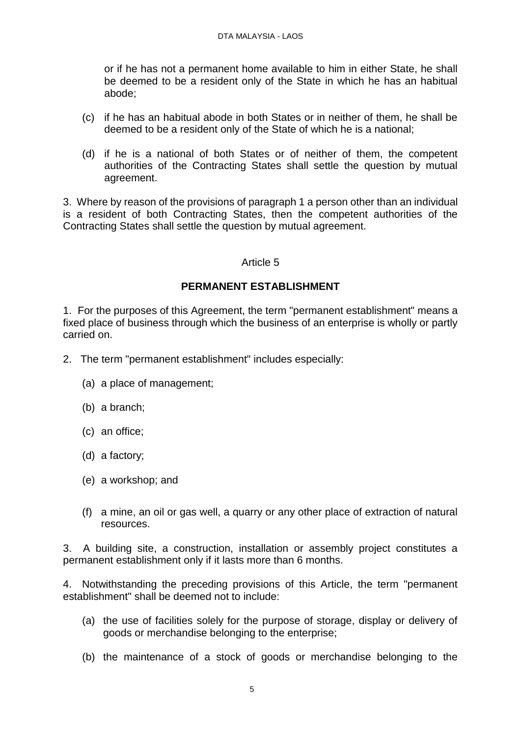or if he has not a permanent home available to him in either State, he shall be deemed to be a resident only of the State in which he has an habitual abode;

(c) if he has an habitual abode in both States or in neither of them, he shall be deemed to be a resident only of the State of which he is a national;

(d) if he is a national of both States or of neither of them, the competent authorities of the Contracting States shall settle the question by mutual agreement.

3. Where by reason of the provisions of paragraph 1 a person other than an individual is a resident of both Contracting States, then the competent authorities of the Contracting States shall settle the question by mutual agreement.

## Article 5

## PERMANENT ESTABLISHMENT

1. For the purposes of this Agreement, the term "permanent establishment" means a fixed place of business through which the business of an enterprise is wholly or partly carried on.

2. The term "permanent establishment" includes especially:

(a) a place of management;

(b) a branch;

(c) an office;

(d) a factory;

(e) a workshop; and

(f) a mine, an oil or gas well, a quarry or any other place of extraction of natural resources.

3. A building site, a construction, installation or assembly project constitutes a permanent establishment only if it lasts more than 6 months.

4. Notwithstanding the preceding provisions of this Article, the term "permanent establishment" shall be deemed not to include:

(a) the use of facilities solely for the purpose of storage, display or delivery of goods or merchandise belonging to the enterprise;

(b) the maintenance of a stock of goods or merchandise belonging to the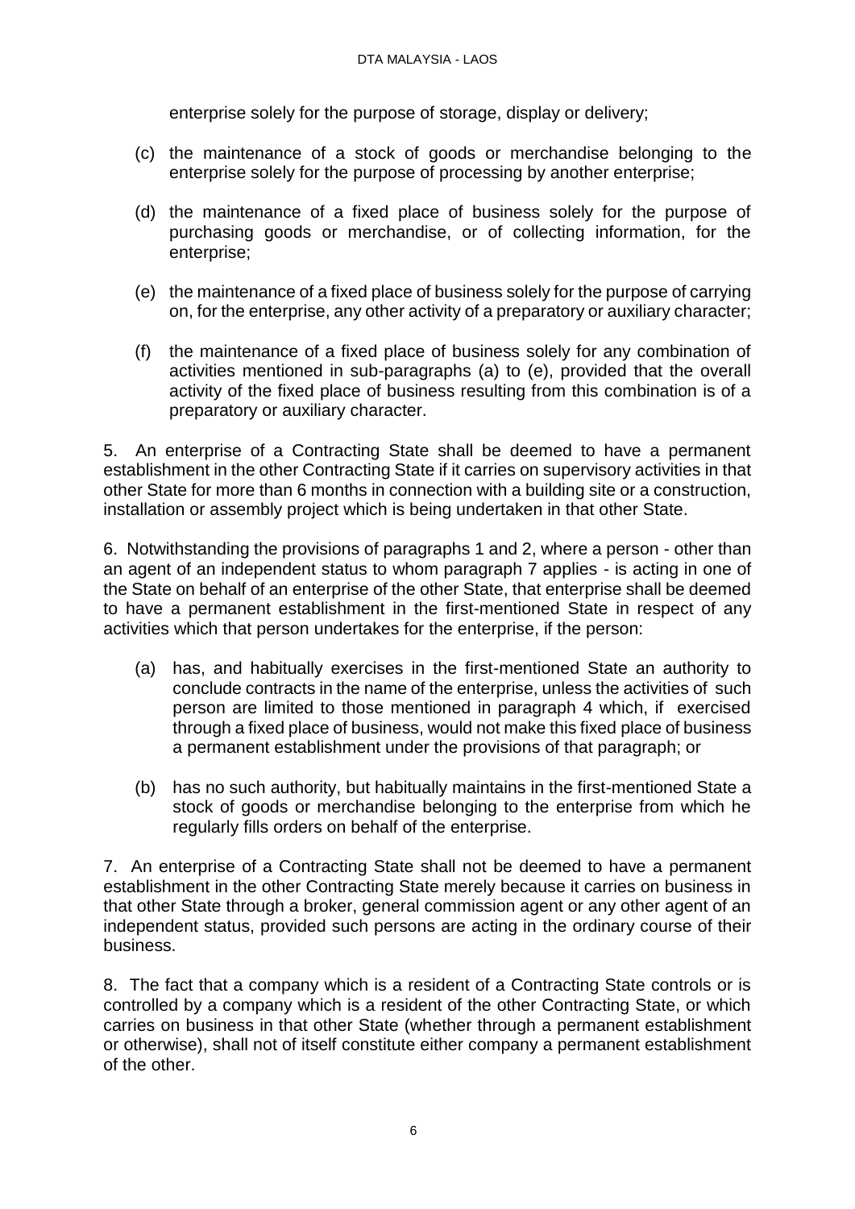enterprise solely for the purpose of storage, display or delivery;

(c) the maintenance of a stock of goods or merchandise belonging to the enterprise solely for the purpose of processing by another enterprise;

(d) the maintenance of a fixed place of business solely for the purpose of purchasing goods or merchandise, or of collecting information, for the enterprise;

(e) the maintenance of a fixed place of business solely for the purpose of carrying on, for the enterprise, any other activity of a preparatory or auxiliary character;

(f) the maintenance of a fixed place of business solely for any combination of activities mentioned in sub-paragraphs (a) to (e), provided that the overall activity of the fixed place of business resulting from this combination is of a preparatory or auxiliary character.

5. An enterprise of a Contracting State shall be deemed to have a permanent establishment in the other Contracting State if it carries on supervisory activities in that other State for more than 6 months in connection with a building site or a construction, installation or assembly project which is being undertaken in that other State.

6. Notwithstanding the provisions of paragraphs 1 and 2, where a person - other than an agent of an independent status to whom paragraph 7 applies - is acting in one of the State on behalf of an enterprise of the other State, that enterprise shall be deemed to have a permanent establishment in the first-mentioned State in respect of any activities which that person undertakes for the enterprise, if the person:

(a) has, and habitually exercises in the first-mentioned State an authority to conclude contracts in the name of the enterprise, unless the activities of such person are limited to those mentioned in paragraph 4 which, if exercised through a fixed place of business, would not make this fixed place of business a permanent establishment under the provisions of that paragraph; or

(b) has no such authority, but habitually maintains in the first-mentioned State a stock of goods or merchandise belonging to the enterprise from which he regularly fills orders on behalf of the enterprise.

7. An enterprise of a Contracting State shall not be deemed to have a permanent establishment in the other Contracting State merely because it carries on business in that other State through a broker, general commission agent or any other agent of an independent status, provided such persons are acting in the ordinary course of their business.

8. The fact that a company which is a resident of a Contracting State controls or is controlled by a company which is a resident of the other Contracting State, or which carries on business in that other State (whether through a permanent establishment or otherwise), shall not of itself constitute either company a permanent establishment of the other.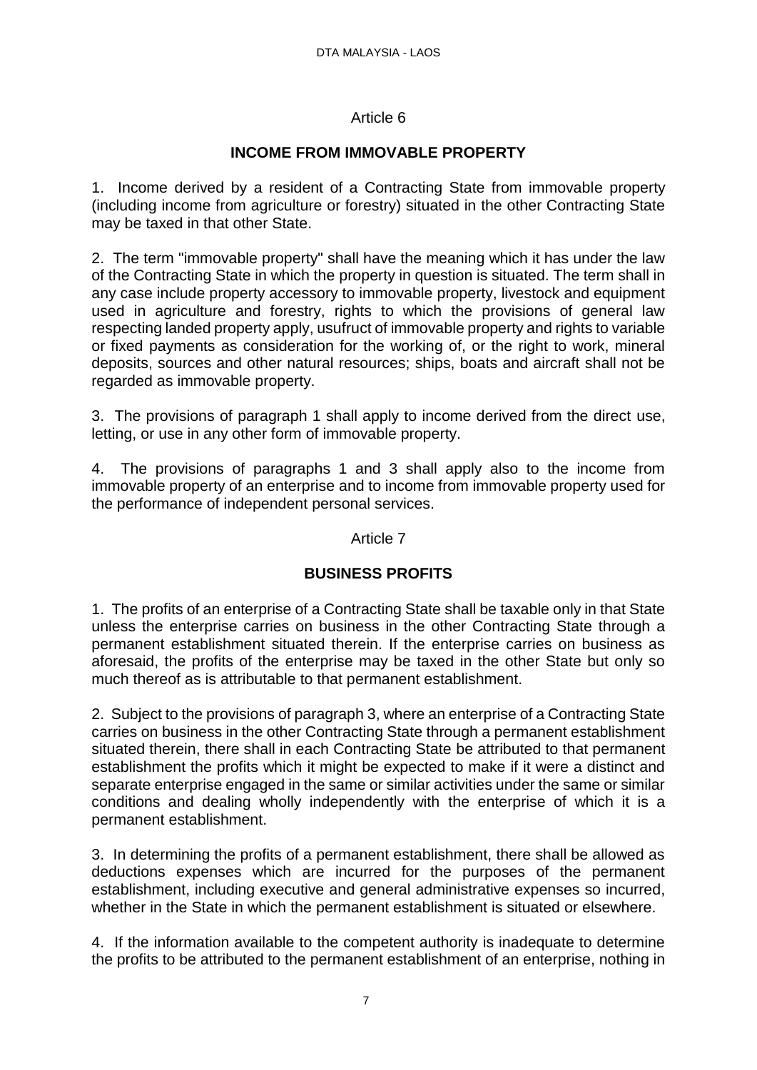Article 6

**INCOME FROM IMMOVABLE PROPERTY**

1. Income derived by a resident of a Contracting State from immovable property (including income from agriculture or forestry) situated in the other Contracting State may be taxed in that other State.

2. The term "immovable property" shall have the meaning which it has under the law of the Contracting State in which the property in question is situated. The term shall in any case include property accessory to immovable property, livestock and equipment used in agriculture and forestry, rights to which the provisions of general law respecting landed property apply, usufruct of immovable property and rights to variable or fixed payments as consideration for the working of, or the right to work, mineral deposits, sources and other natural resources; ships, boats and aircraft shall not be regarded as immovable property.

3. The provisions of paragraph 1 shall apply to income derived from the direct use, letting, or use in any other form of immovable property.

4. The provisions of paragraphs 1 and 3 shall apply also to the income from immovable property of an enterprise and to income from immovable property used for the performance of independent personal services.

Article 7

**BUSINESS PROFITS**

1. The profits of an enterprise of a Contracting State shall be taxable only in that State unless the enterprise carries on business in the other Contracting State through a permanent establishment situated therein. If the enterprise carries on business as aforesaid, the profits of the enterprise may be taxed in the other State but only so much thereof as is attributable to that permanent establishment.

2. Subject to the provisions of paragraph 3, where an enterprise of a Contracting State carries on business in the other Contracting State through a permanent establishment situated therein, there shall in each Contracting State be attributed to that permanent establishment the profits which it might be expected to make if it were a distinct and separate enterprise engaged in the same or similar activities under the same or similar conditions and dealing wholly independently with the enterprise of which it is a permanent establishment.

3. In determining the profits of a permanent establishment, there shall be allowed as deductions expenses which are incurred for the purposes of the permanent establishment, including executive and general administrative expenses so incurred, whether in the State in which the permanent establishment is situated or elsewhere.

4. If the information available to the competent authority is inadequate to determine the profits to be attributed to the permanent establishment of an enterprise, nothing in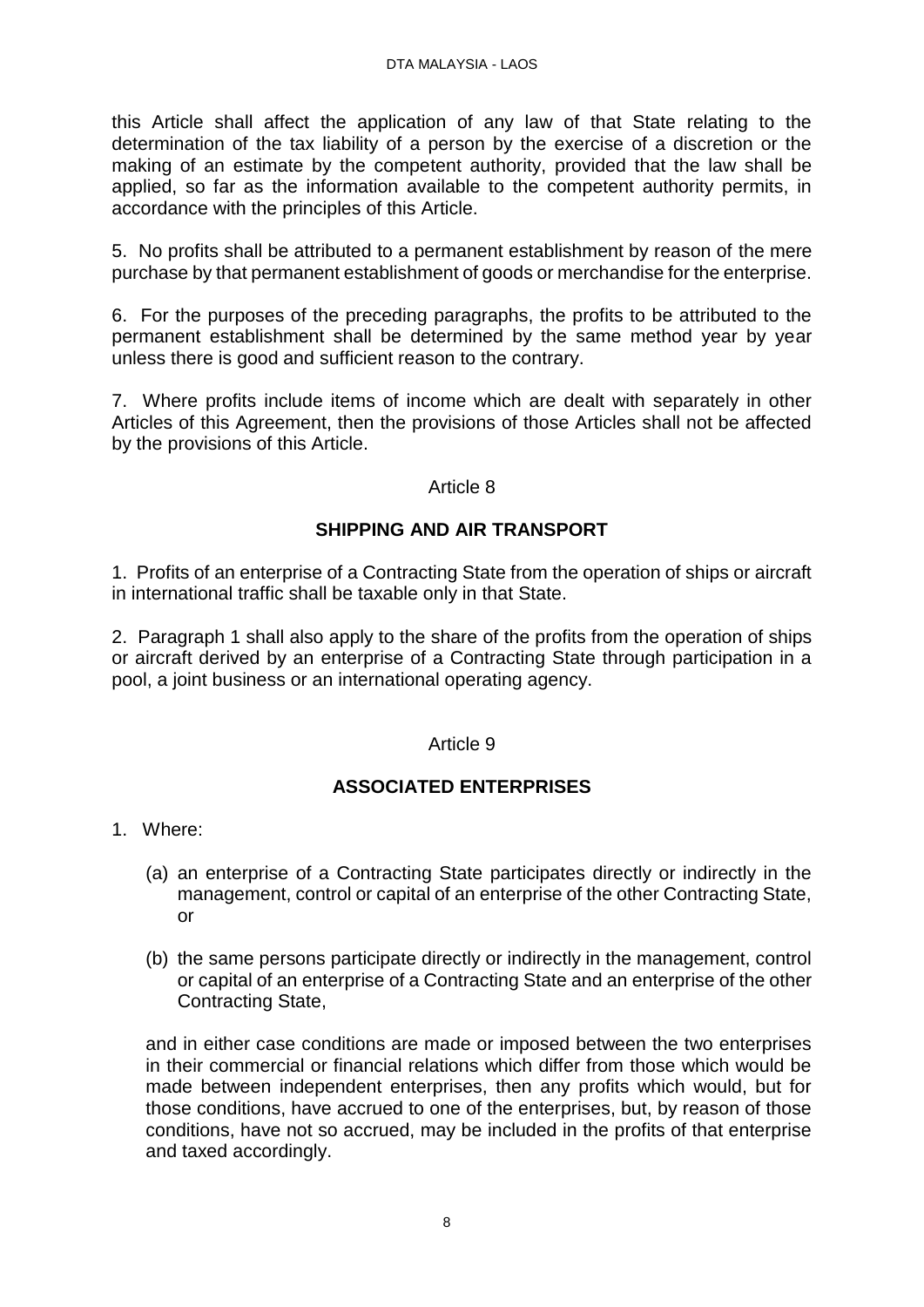this Article shall affect the application of any law of that State relating to the determination of the tax liability of a person by the exercise of a discretion or the making of an estimate by the competent authority, provided that the law shall be applied, so far as the information available to the competent authority permits, in accordance with the principles of this Article.

5. No profits shall be attributed to a permanent establishment by reason of the mere purchase by that permanent establishment of goods or merchandise for the enterprise.

6. For the purposes of the preceding paragraphs, the profits to be attributed to the permanent establishment shall be determined by the same method year by year unless there is good and sufficient reason to the contrary.

7. Where profits include items of income which are dealt with separately in other Articles of this Agreement, then the provisions of those Articles shall not be affected by the provisions of this Article.

## Article 8

## SHIPPING AND AIR TRANSPORT

1. Profits of an enterprise of a Contracting State from the operation of ships or aircraft in international traffic shall be taxable only in that State.

2. Paragraph 1 shall also apply to the share of the profits from the operation of ships or aircraft derived by an enterprise of a Contracting State through participation in a pool, a joint business or an international operating agency.

## Article 9

## ASSOCIATED ENTERPRISES

1. Where:

   (a) an enterprise of a Contracting State participates directly or indirectly in the management, control or capital of an enterprise of the other Contracting State, or

   (b) the same persons participate directly or indirectly in the management, control or capital of an enterprise of a Contracting State and an enterprise of the other Contracting State,

   and in either case conditions are made or imposed between the two enterprises in their commercial or financial relations which differ from those which would be made between independent enterprises, then any profits which would, but for those conditions, have accrued to one of the enterprises, but, by reason of those conditions, have not so accrued, may be included in the profits of that enterprise and taxed accordingly.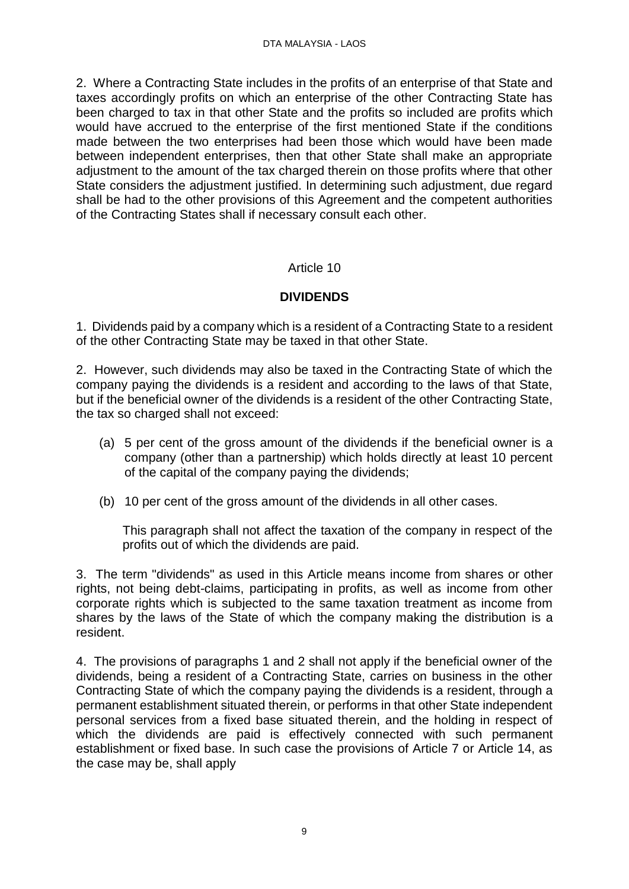2. Where a Contracting State includes in the profits of an enterprise of that State and taxes accordingly profits on which an enterprise of the other Contracting State has been charged to tax in that other State and the profits so included are profits which would have accrued to the enterprise of the first mentioned State if the conditions made between the two enterprises had been those which would have been made between independent enterprises, then that other State shall make an appropriate adjustment to the amount of the tax charged therein on those profits where that other State considers the adjustment justified. In determining such adjustment, due regard shall be had to the other provisions of this Agreement and the competent authorities of the Contracting States shall if necessary consult each other.

Article 10

**DIVIDENDS**

1. Dividends paid by a company which is a resident of a Contracting State to a resident of the other Contracting State may be taxed in that other State.

2. However, such dividends may also be taxed in the Contracting State of which the company paying the dividends is a resident and according to the laws of that State, but if the beneficial owner of the dividends is a resident of the other Contracting State, the tax so charged shall not exceed:

(a) 5 per cent of the gross amount of the dividends if the beneficial owner is a company (other than a partnership) which holds directly at least 10 percent of the capital of the company paying the dividends;

(b) 10 per cent of the gross amount of the dividends in all other cases.

This paragraph shall not affect the taxation of the company in respect of the profits out of which the dividends are paid.

3. The term "dividends" as used in this Article means income from shares or other rights, not being debt-claims, participating in profits, as well as income from other corporate rights which is subjected to the same taxation treatment as income from shares by the laws of the State of which the company making the distribution is a resident.

4. The provisions of paragraphs 1 and 2 shall not apply if the beneficial owner of the dividends, being a resident of a Contracting State, carries on business in the other Contracting State of which the company paying the dividends is a resident, through a permanent establishment situated therein, or performs in that other State independent personal services from a fixed base situated therein, and the holding in respect of which the dividends are paid is effectively connected with such permanent establishment or fixed base. In such case the provisions of Article 7 or Article 14, as the case may be, shall apply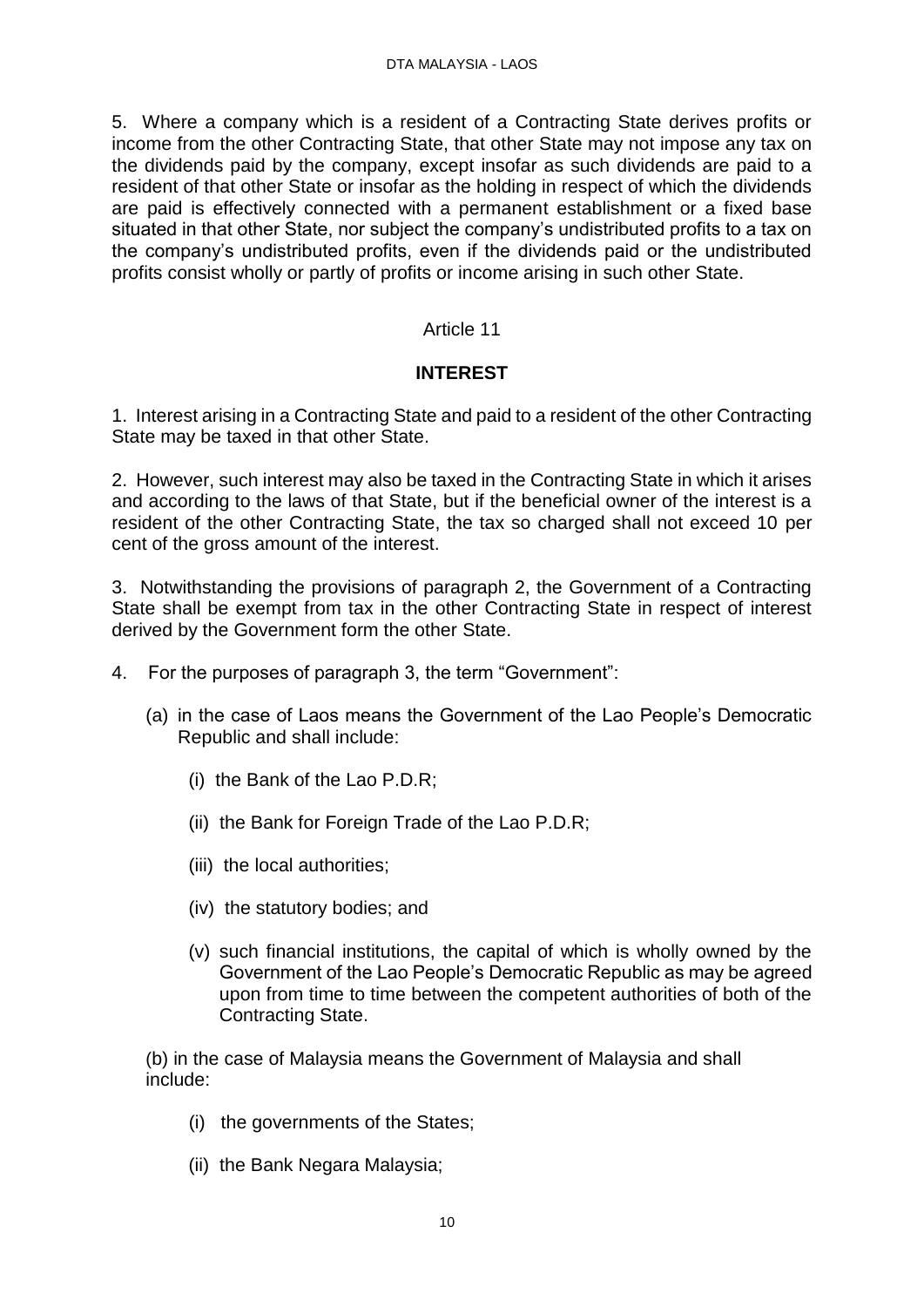5. Where a company which is a resident of a Contracting State derives profits or income from the other Contracting State, that other State may not impose any tax on the dividends paid by the company, except insofar as such dividends are paid to a resident of that other State or insofar as the holding in respect of which the dividends are paid is effectively connected with a permanent establishment or a fixed base situated in that other State, nor subject the company's undistributed profits to a tax on the company's undistributed profits, even if the dividends paid or the undistributed profits consist wholly or partly of profits or income arising in such other State.

## Article 11

## INTEREST

1. Interest arising in a Contracting State and paid to a resident of the other Contracting State may be taxed in that other State.

2. However, such interest may also be taxed in the Contracting State in which it arises and according to the laws of that State, but if the beneficial owner of the interest is a resident of the other Contracting State, the tax so charged shall not exceed 10 per cent of the gross amount of the interest.

3. Notwithstanding the provisions of paragraph 2, the Government of a Contracting State shall be exempt from tax in the other Contracting State in respect of interest derived by the Government form the other State.

4. For the purposes of paragraph 3, the term "Government":

   (a) in the case of Laos means the Government of the Lao People's Democratic Republic and shall include:

      (i) the Bank of the Lao P.D.R;

      (ii) the Bank for Foreign Trade of the Lao P.D.R;

      (iii) the local authorities;

      (iv) the statutory bodies; and

      (v) such financial institutions, the capital of which is wholly owned by the Government of the Lao People's Democratic Republic as may be agreed upon from time to time between the competent authorities of both of the Contracting State.

   (b) in the case of Malaysia means the Government of Malaysia and shall include:

      (i) the governments of the States;

      (ii) the Bank Negara Malaysia;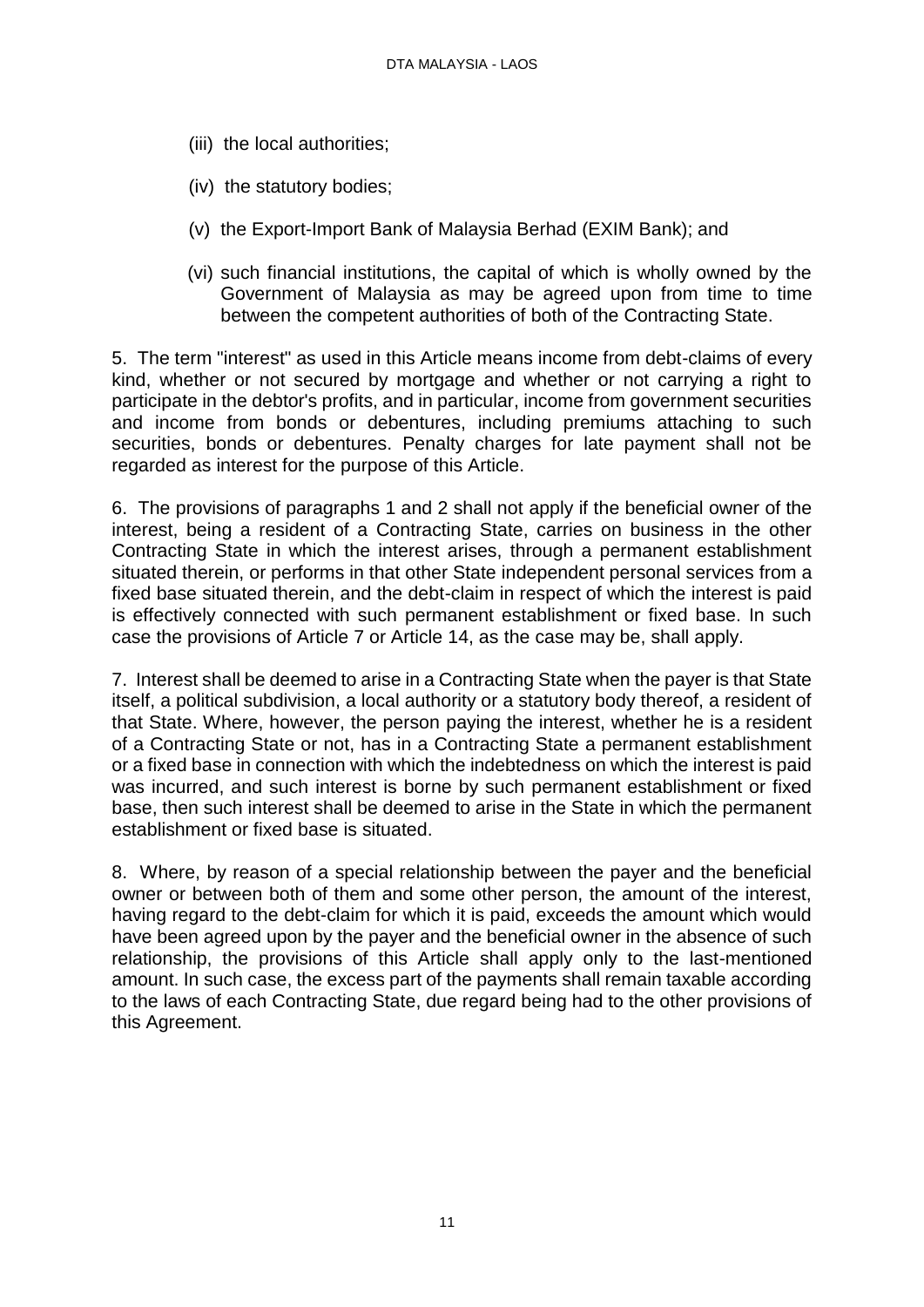(iii) the local authorities;

(iv) the statutory bodies;

(v) the Export-Import Bank of Malaysia Berhad (EXIM Bank); and

(vi) such financial institutions, the capital of which is wholly owned by the Government of Malaysia as may be agreed upon from time to time between the competent authorities of both of the Contracting State.

5. The term "interest" as used in this Article means income from debt-claims of every kind, whether or not secured by mortgage and whether or not carrying a right to participate in the debtor's profits, and in particular, income from government securities and income from bonds or debentures, including premiums attaching to such securities, bonds or debentures. Penalty charges for late payment shall not be regarded as interest for the purpose of this Article.

6. The provisions of paragraphs 1 and 2 shall not apply if the beneficial owner of the interest, being a resident of a Contracting State, carries on business in the other Contracting State in which the interest arises, through a permanent establishment situated therein, or performs in that other State independent personal services from a fixed base situated therein, and the debt-claim in respect of which the interest is paid is effectively connected with such permanent establishment or fixed base. In such case the provisions of Article 7 or Article 14, as the case may be, shall apply.

7. Interest shall be deemed to arise in a Contracting State when the payer is that State itself, a political subdivision, a local authority or a statutory body thereof, a resident of that State. Where, however, the person paying the interest, whether he is a resident of a Contracting State or not, has in a Contracting State a permanent establishment or a fixed base in connection with which the indebtedness on which the interest is paid was incurred, and such interest is borne by such permanent establishment or fixed base, then such interest shall be deemed to arise in the State in which the permanent establishment or fixed base is situated.

8. Where, by reason of a special relationship between the payer and the beneficial owner or between both of them and some other person, the amount of the interest, having regard to the debt-claim for which it is paid, exceeds the amount which would have been agreed upon by the payer and the beneficial owner in the absence of such relationship, the provisions of this Article shall apply only to the last-mentioned amount. In such case, the excess part of the payments shall remain taxable according to the laws of each Contracting State, due regard being had to the other provisions of this Agreement.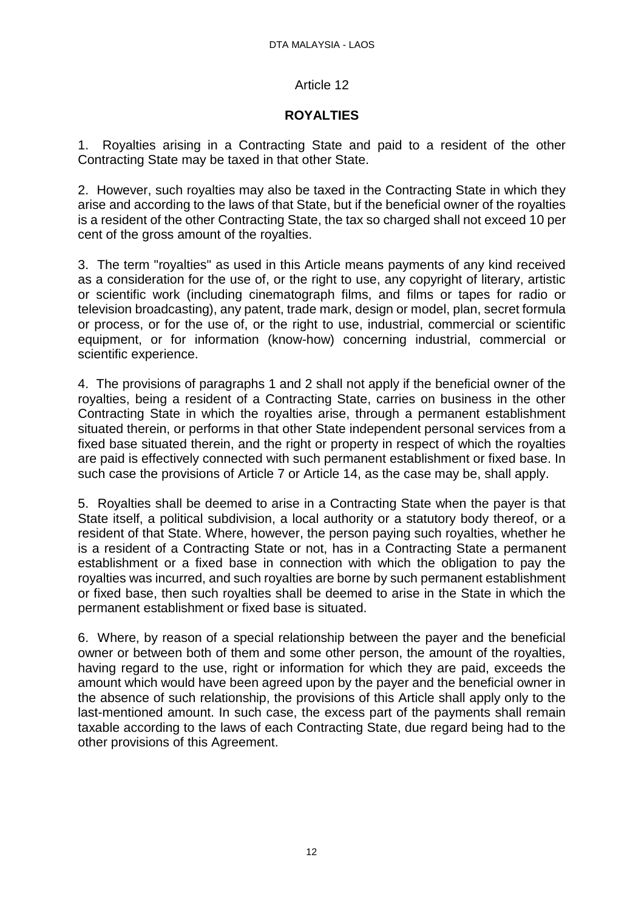## Article 12

### ROYALTIES

1. Royalties arising in a Contracting State and paid to a resident of the other Contracting State may be taxed in that other State.

2. However, such royalties may also be taxed in the Contracting State in which they arise and according to the laws of that State, but if the beneficial owner of the royalties is a resident of the other Contracting State, the tax so charged shall not exceed 10 per cent of the gross amount of the royalties.

3. The term "royalties" as used in this Article means payments of any kind received as a consideration for the use of, or the right to use, any copyright of literary, artistic or scientific work (including cinematograph films, and films or tapes for radio or television broadcasting), any patent, trade mark, design or model, plan, secret formula or process, or for the use of, or the right to use, industrial, commercial or scientific equipment, or for information (know-how) concerning industrial, commercial or scientific experience.

4. The provisions of paragraphs 1 and 2 shall not apply if the beneficial owner of the royalties, being a resident of a Contracting State, carries on business in the other Contracting State in which the royalties arise, through a permanent establishment situated therein, or performs in that other State independent personal services from a fixed base situated therein, and the right or property in respect of which the royalties are paid is effectively connected with such permanent establishment or fixed base. In such case the provisions of Article 7 or Article 14, as the case may be, shall apply.

5. Royalties shall be deemed to arise in a Contracting State when the payer is that State itself, a political subdivision, a local authority or a statutory body thereof, or a resident of that State. Where, however, the person paying such royalties, whether he is a resident of a Contracting State or not, has in a Contracting State a permanent establishment or a fixed base in connection with which the obligation to pay the royalties was incurred, and such royalties are borne by such permanent establishment or fixed base, then such royalties shall be deemed to arise in the State in which the permanent establishment or fixed base is situated.

6. Where, by reason of a special relationship between the payer and the beneficial owner or between both of them and some other person, the amount of the royalties, having regard to the use, right or information for which they are paid, exceeds the amount which would have been agreed upon by the payer and the beneficial owner in the absence of such relationship, the provisions of this Article shall apply only to the last-mentioned amount. In such case, the excess part of the payments shall remain taxable according to the laws of each Contracting State, due regard being had to the other provisions of this Agreement.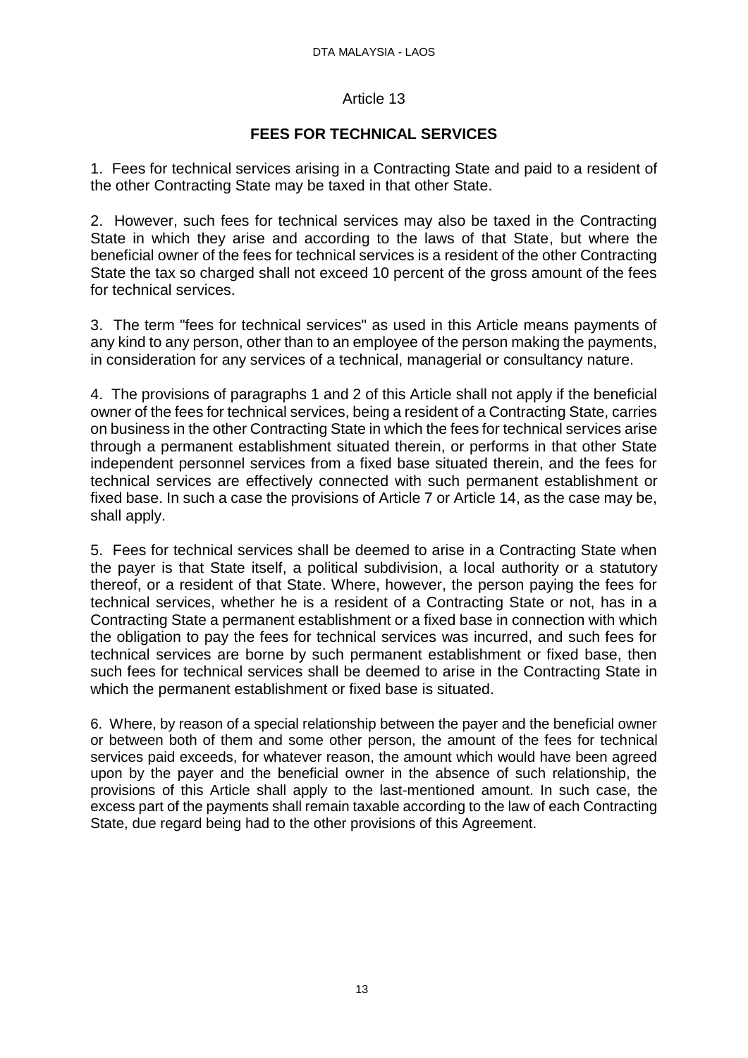## Article 13

### FEES FOR TECHNICAL SERVICES

1. Fees for technical services arising in a Contracting State and paid to a resident of the other Contracting State may be taxed in that other State.

2. However, such fees for technical services may also be taxed in the Contracting State in which they arise and according to the laws of that State, but where the beneficial owner of the fees for technical services is a resident of the other Contracting State the tax so charged shall not exceed 10 percent of the gross amount of the fees for technical services.

3. The term "fees for technical services" as used in this Article means payments of any kind to any person, other than to an employee of the person making the payments, in consideration for any services of a technical, managerial or consultancy nature.

4. The provisions of paragraphs 1 and 2 of this Article shall not apply if the beneficial owner of the fees for technical services, being a resident of a Contracting State, carries on business in the other Contracting State in which the fees for technical services arise through a permanent establishment situated therein, or performs in that other State independent personnel services from a fixed base situated therein, and the fees for technical services are effectively connected with such permanent establishment or fixed base. In such a case the provisions of Article 7 or Article 14, as the case may be, shall apply.

5. Fees for technical services shall be deemed to arise in a Contracting State when the payer is that State itself, a political subdivision, a local authority or a statutory thereof, or a resident of that State. Where, however, the person paying the fees for technical services, whether he is a resident of a Contracting State or not, has in a Contracting State a permanent establishment or a fixed base in connection with which the obligation to pay the fees for technical services was incurred, and such fees for technical services are borne by such permanent establishment or fixed base, then such fees for technical services shall be deemed to arise in the Contracting State in which the permanent establishment or fixed base is situated.

6. Where, by reason of a special relationship between the payer and the beneficial owner or between both of them and some other person, the amount of the fees for technical services paid exceeds, for whatever reason, the amount which would have been agreed upon by the payer and the beneficial owner in the absence of such relationship, the provisions of this Article shall apply to the last-mentioned amount. In such case, the excess part of the payments shall remain taxable according to the law of each Contracting State, due regard being had to the other provisions of this Agreement.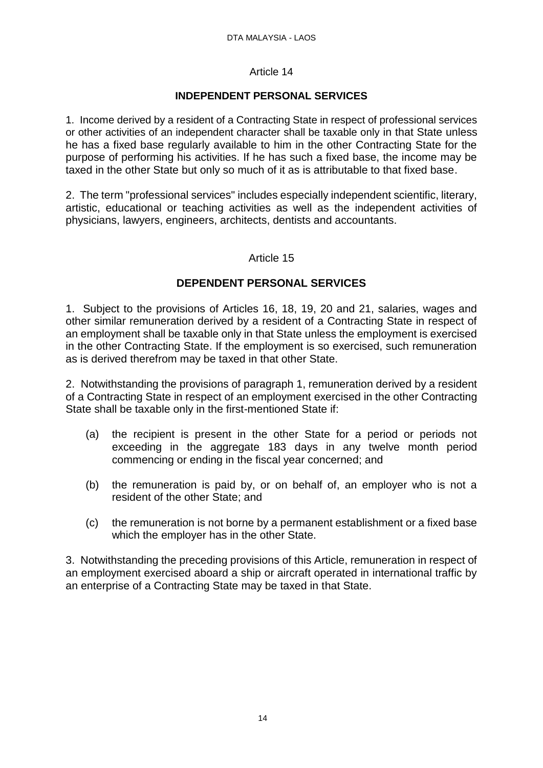Article 14

**INDEPENDENT PERSONAL SERVICES**

1. Income derived by a resident of a Contracting State in respect of professional services or other activities of an independent character shall be taxable only in that State unless he has a fixed base regularly available to him in the other Contracting State for the purpose of performing his activities. If he has such a fixed base, the income may be taxed in the other State but only so much of it as is attributable to that fixed base.

2. The term "professional services" includes especially independent scientific, literary, artistic, educational or teaching activities as well as the independent activities of physicians, lawyers, engineers, architects, dentists and accountants.

Article 15

**DEPENDENT PERSONAL SERVICES**

1. Subject to the provisions of Articles 16, 18, 19, 20 and 21, salaries, wages and other similar remuneration derived by a resident of a Contracting State in respect of an employment shall be taxable only in that State unless the employment is exercised in the other Contracting State. If the employment is so exercised, such remuneration as is derived therefrom may be taxed in that other State.

2. Notwithstanding the provisions of paragraph 1, remuneration derived by a resident of a Contracting State in respect of an employment exercised in the other Contracting State shall be taxable only in the first-mentioned State if:

(a) the recipient is present in the other State for a period or periods not exceeding in the aggregate 183 days in any twelve month period commencing or ending in the fiscal year concerned; and

(b) the remuneration is paid by, or on behalf of, an employer who is not a resident of the other State; and

(c) the remuneration is not borne by a permanent establishment or a fixed base which the employer has in the other State.

3. Notwithstanding the preceding provisions of this Article, remuneration in respect of an employment exercised aboard a ship or aircraft operated in international traffic by an enterprise of a Contracting State may be taxed in that State.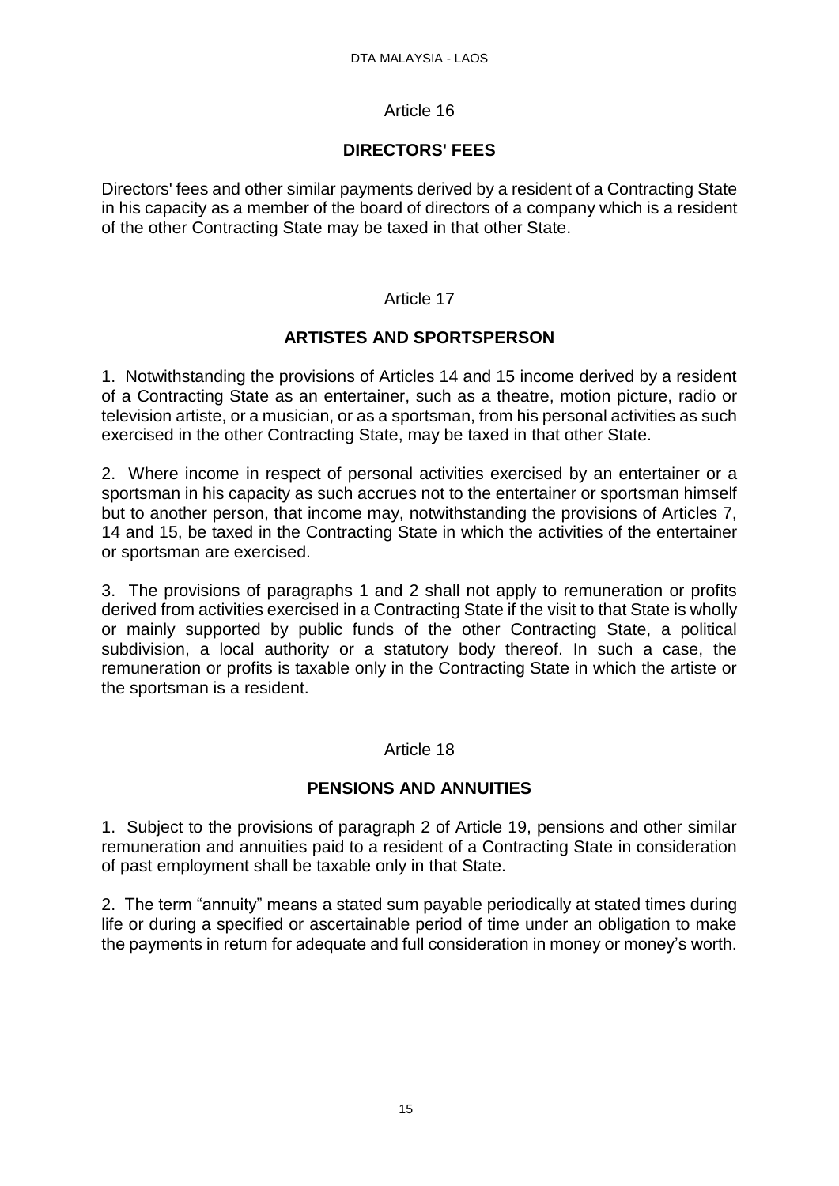## Article 16

### DIRECTORS' FEES

Directors' fees and other similar payments derived by a resident of a Contracting State in his capacity as a member of the board of directors of a company which is a resident of the other Contracting State may be taxed in that other State.

## Article 17

### ARTISTES AND SPORTSPERSON

1. Notwithstanding the provisions of Articles 14 and 15 income derived by a resident of a Contracting State as an entertainer, such as a theatre, motion picture, radio or television artiste, or a musician, or as a sportsman, from his personal activities as such exercised in the other Contracting State, may be taxed in that other State.

2. Where income in respect of personal activities exercised by an entertainer or a sportsman in his capacity as such accrues not to the entertainer or sportsman himself but to another person, that income may, notwithstanding the provisions of Articles 7, 14 and 15, be taxed in the Contracting State in which the activities of the entertainer or sportsman are exercised.

3. The provisions of paragraphs 1 and 2 shall not apply to remuneration or profits derived from activities exercised in a Contracting State if the visit to that State is wholly or mainly supported by public funds of the other Contracting State, a political subdivision, a local authority or a statutory body thereof. In such a case, the remuneration or profits is taxable only in the Contracting State in which the artiste or the sportsman is a resident.

## Article 18

### PENSIONS AND ANNUITIES

1. Subject to the provisions of paragraph 2 of Article 19, pensions and other similar remuneration and annuities paid to a resident of a Contracting State in consideration of past employment shall be taxable only in that State.

2. The term “annuity” means a stated sum payable periodically at stated times during life or during a specified or ascertainable period of time under an obligation to make the payments in return for adequate and full consideration in money or money’s worth.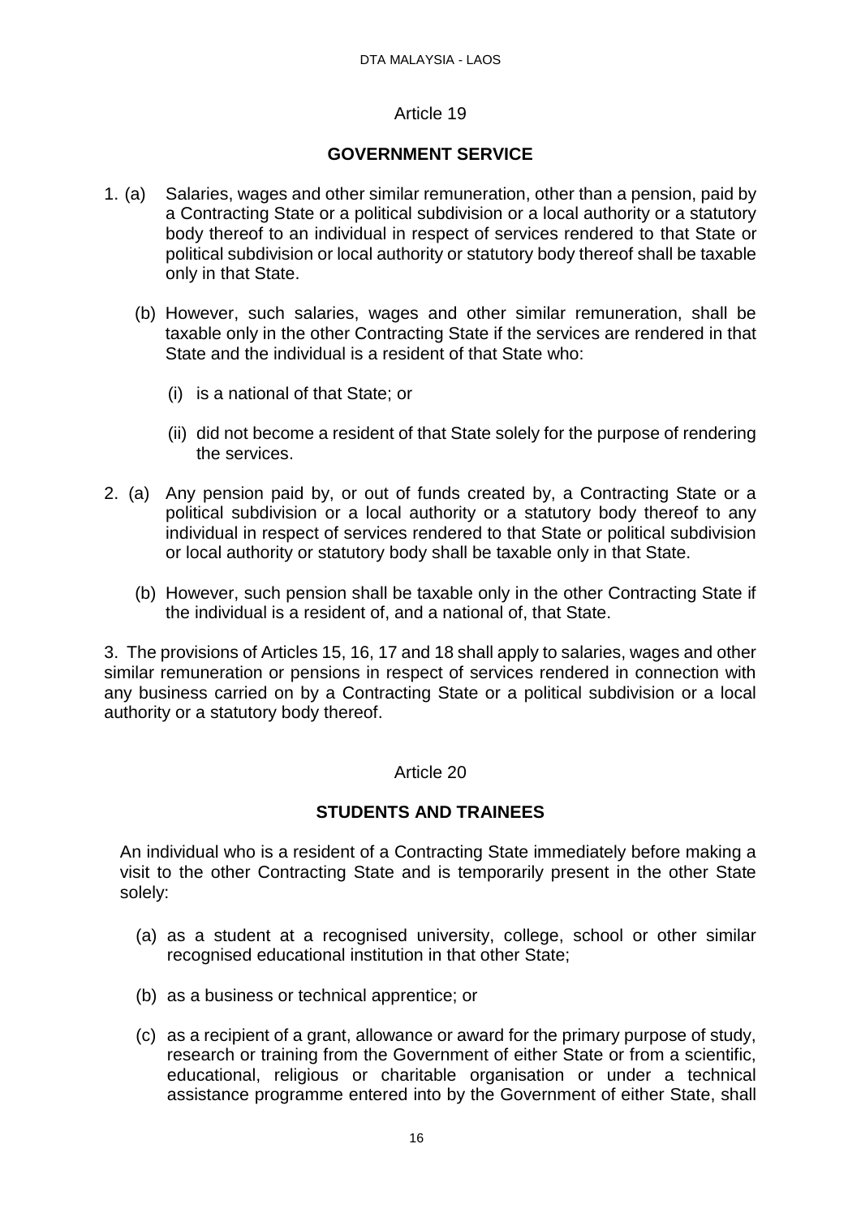Article 19

**GOVERNMENT SERVICE**

1. (a) Salaries, wages and other similar remuneration, other than a pension, paid by a Contracting State or a political subdivision or a local authority or a statutory body thereof to an individual in respect of services rendered to that State or political subdivision or local authority or statutory body thereof shall be taxable only in that State.

   (b) However, such salaries, wages and other similar remuneration, shall be taxable only in the other Contracting State if the services are rendered in that State and the individual is a resident of that State who:

      (i) is a national of that State; or

      (ii) did not become a resident of that State solely for the purpose of rendering the services.

2. (a) Any pension paid by, or out of funds created by, a Contracting State or a political subdivision or a local authority or a statutory body thereof to any individual in respect of services rendered to that State or political subdivision or local authority or statutory body shall be taxable only in that State.

   (b) However, such pension shall be taxable only in the other Contracting State if the individual is a resident of, and a national of, that State.

3. The provisions of Articles 15, 16, 17 and 18 shall apply to salaries, wages and other similar remuneration or pensions in respect of services rendered in connection with any business carried on by a Contracting State or a political subdivision or a local authority or a statutory body thereof.

Article 20

**STUDENTS AND TRAINEES**

An individual who is a resident of a Contracting State immediately before making a visit to the other Contracting State and is temporarily present in the other State solely:

(a) as a student at a recognised university, college, school or other similar recognised educational institution in that other State;

(b) as a business or technical apprentice; or

(c) as a recipient of a grant, allowance or award for the primary purpose of study, research or training from the Government of either State or from a scientific, educational, religious or charitable organisation or under a technical assistance programme entered into by the Government of either State, shall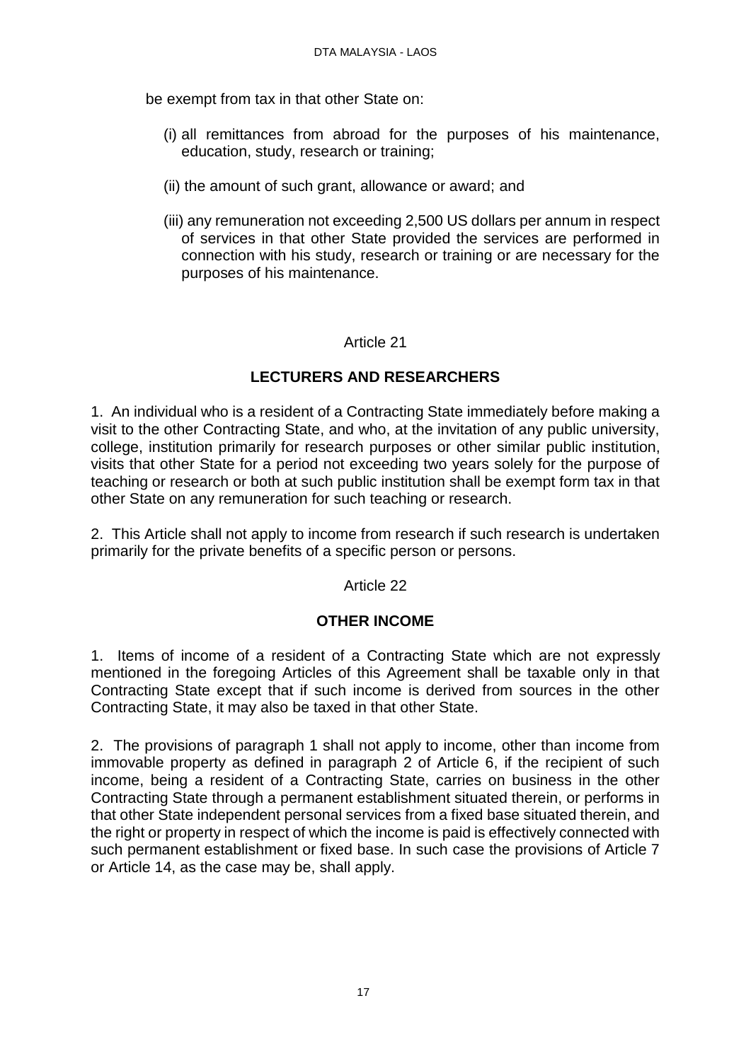be exempt from tax in that other State on:

(i) all remittances from abroad for the purposes of his maintenance, education, study, research or training;

(ii) the amount of such grant, allowance or award; and

(iii) any remuneration not exceeding 2,500 US dollars per annum in respect of services in that other State provided the services are performed in connection with his study, research or training or are necessary for the purposes of his maintenance.

Article 21

**LECTURERS AND RESEARCHERS**

1. An individual who is a resident of a Contracting State immediately before making a visit to the other Contracting State, and who, at the invitation of any public university, college, institution primarily for research purposes or other similar public institution, visits that other State for a period not exceeding two years solely for the purpose of teaching or research or both at such public institution shall be exempt form tax in that other State on any remuneration for such teaching or research.

2. This Article shall not apply to income from research if such research is undertaken primarily for the private benefits of a specific person or persons.

Article 22

**OTHER INCOME**

1. Items of income of a resident of a Contracting State which are not expressly mentioned in the foregoing Articles of this Agreement shall be taxable only in that Contracting State except that if such income is derived from sources in the other Contracting State, it may also be taxed in that other State.

2. The provisions of paragraph 1 shall not apply to income, other than income from immovable property as defined in paragraph 2 of Article 6, if the recipient of such income, being a resident of a Contracting State, carries on business in the other Contracting State through a permanent establishment situated therein, or performs in that other State independent personal services from a fixed base situated therein, and the right or property in respect of which the income is paid is effectively connected with such permanent establishment or fixed base. In such case the provisions of Article 7 or Article 14, as the case may be, shall apply.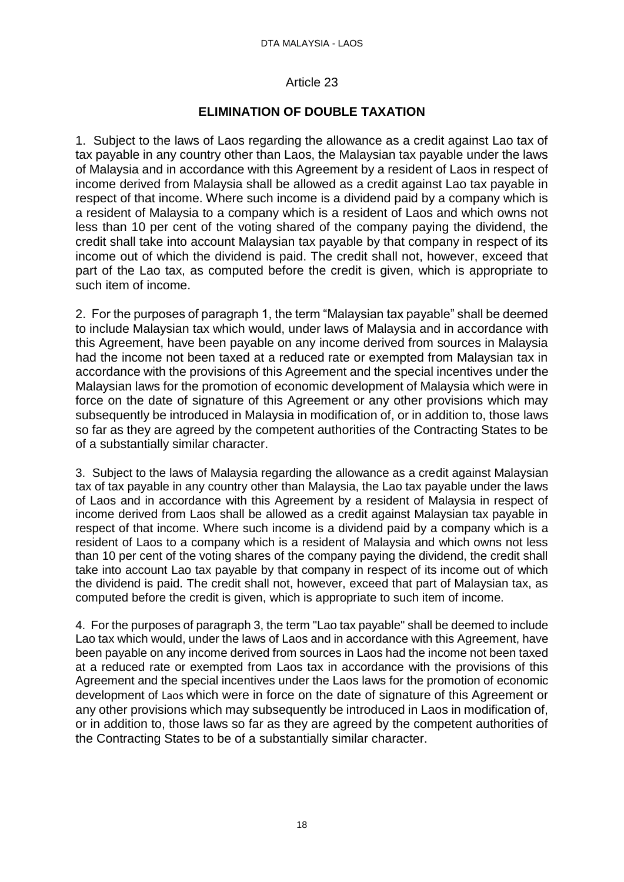Article 23

## ELIMINATION OF DOUBLE TAXATION

1. Subject to the laws of Laos regarding the allowance as a credit against Lao tax of tax payable in any country other than Laos, the Malaysian tax payable under the laws of Malaysia and in accordance with this Agreement by a resident of Laos in respect of income derived from Malaysia shall be allowed as a credit against Lao tax payable in respect of that income. Where such income is a dividend paid by a company which is a resident of Malaysia to a company which is a resident of Laos and which owns not less than 10 per cent of the voting shared of the company paying the dividend, the credit shall take into account Malaysian tax payable by that company in respect of its income out of which the dividend is paid. The credit shall not, however, exceed that part of the Lao tax, as computed before the credit is given, which is appropriate to such item of income.

2. For the purposes of paragraph 1, the term "Malaysian tax payable" shall be deemed to include Malaysian tax which would, under laws of Malaysia and in accordance with this Agreement, have been payable on any income derived from sources in Malaysia had the income not been taxed at a reduced rate or exempted from Malaysian tax in accordance with the provisions of this Agreement and the special incentives under the Malaysian laws for the promotion of economic development of Malaysia which were in force on the date of signature of this Agreement or any other provisions which may subsequently be introduced in Malaysia in modification of, or in addition to, those laws so far as they are agreed by the competent authorities of the Contracting States to be of a substantially similar character.

3. Subject to the laws of Malaysia regarding the allowance as a credit against Malaysian tax of tax payable in any country other than Malaysia, the Lao tax payable under the laws of Laos and in accordance with this Agreement by a resident of Malaysia in respect of income derived from Laos shall be allowed as a credit against Malaysian tax payable in respect of that income. Where such income is a dividend paid by a company which is a resident of Laos to a company which is a resident of Malaysia and which owns not less than 10 per cent of the voting shares of the company paying the dividend, the credit shall take into account Lao tax payable by that company in respect of its income out of which the dividend is paid. The credit shall not, however, exceed that part of Malaysian tax, as computed before the credit is given, which is appropriate to such item of income.

4. For the purposes of paragraph 3, the term "Lao tax payable" shall be deemed to include Lao tax which would, under the laws of Laos and in accordance with this Agreement, have been payable on any income derived from sources in Laos had the income not been taxed at a reduced rate or exempted from Laos tax in accordance with the provisions of this Agreement and the special incentives under the Laos laws for the promotion of economic development of Laos which were in force on the date of signature of this Agreement or any other provisions which may subsequently be introduced in Laos in modification of, or in addition to, those laws so far as they are agreed by the competent authorities of the Contracting States to be of a substantially similar character.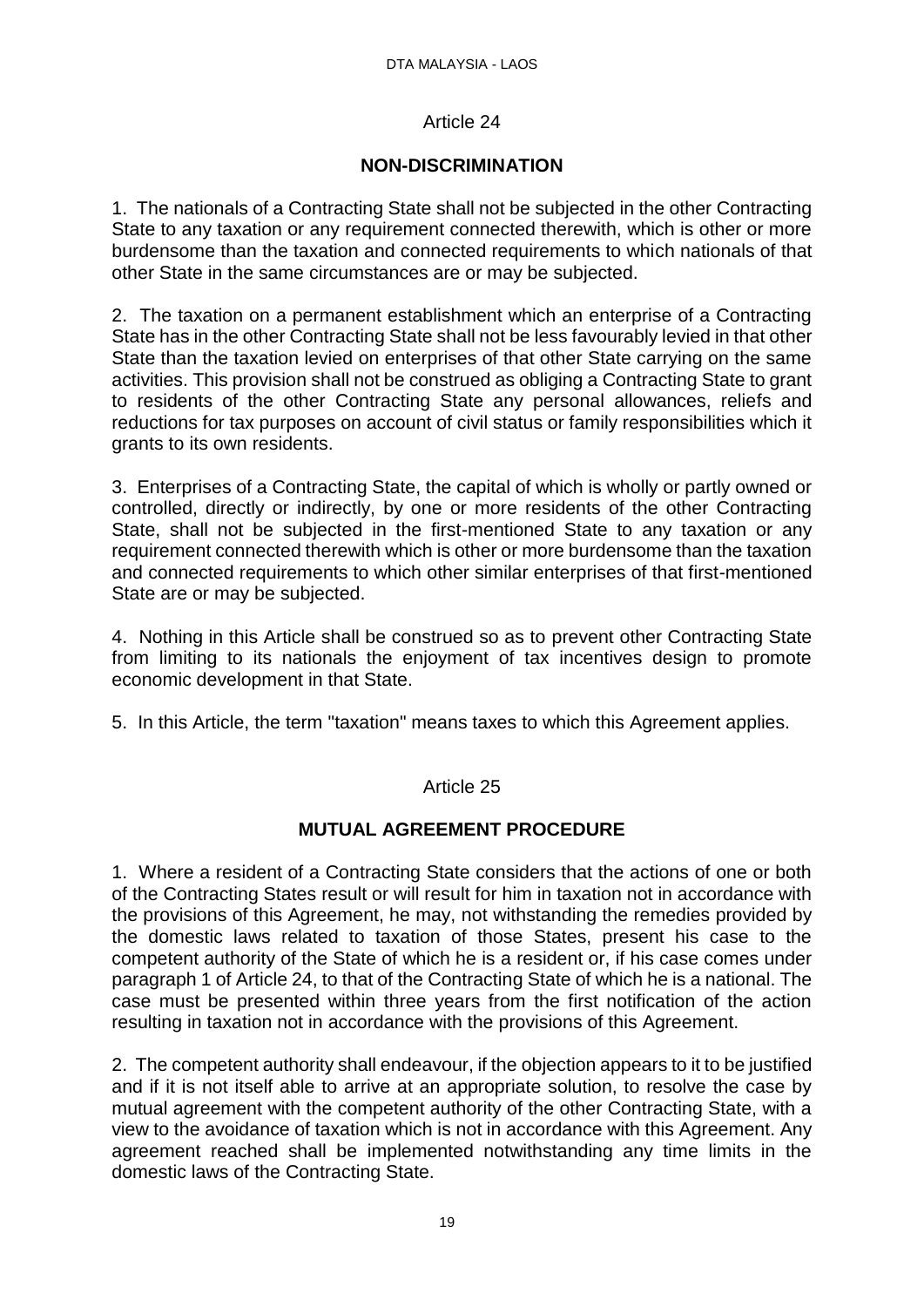Article 24

## NON-DISCRIMINATION

1. The nationals of a Contracting State shall not be subjected in the other Contracting State to any taxation or any requirement connected therewith, which is other or more burdensome than the taxation and connected requirements to which nationals of that other State in the same circumstances are or may be subjected.

2. The taxation on a permanent establishment which an enterprise of a Contracting State has in the other Contracting State shall not be less favourably levied in that other State than the taxation levied on enterprises of that other State carrying on the same activities. This provision shall not be construed as obliging a Contracting State to grant to residents of the other Contracting State any personal allowances, reliefs and reductions for tax purposes on account of civil status or family responsibilities which it grants to its own residents.

3. Enterprises of a Contracting State, the capital of which is wholly or partly owned or controlled, directly or indirectly, by one or more residents of the other Contracting State, shall not be subjected in the first-mentioned State to any taxation or any requirement connected therewith which is other or more burdensome than the taxation and connected requirements to which other similar enterprises of that first-mentioned State are or may be subjected.

4. Nothing in this Article shall be construed so as to prevent other Contracting State from limiting to its nationals the enjoyment of tax incentives design to promote economic development in that State.

5. In this Article, the term "taxation" means taxes to which this Agreement applies.

Article 25

## MUTUAL AGREEMENT PROCEDURE

1. Where a resident of a Contracting State considers that the actions of one or both of the Contracting States result or will result for him in taxation not in accordance with the provisions of this Agreement, he may, not withstanding the remedies provided by the domestic laws related to taxation of those States, present his case to the competent authority of the State of which he is a resident or, if his case comes under paragraph 1 of Article 24, to that of the Contracting State of which he is a national. The case must be presented within three years from the first notification of the action resulting in taxation not in accordance with the provisions of this Agreement.

2. The competent authority shall endeavour, if the objection appears to it to be justified and if it is not itself able to arrive at an appropriate solution, to resolve the case by mutual agreement with the competent authority of the other Contracting State, with a view to the avoidance of taxation which is not in accordance with this Agreement. Any agreement reached shall be implemented notwithstanding any time limits in the domestic laws of the Contracting State.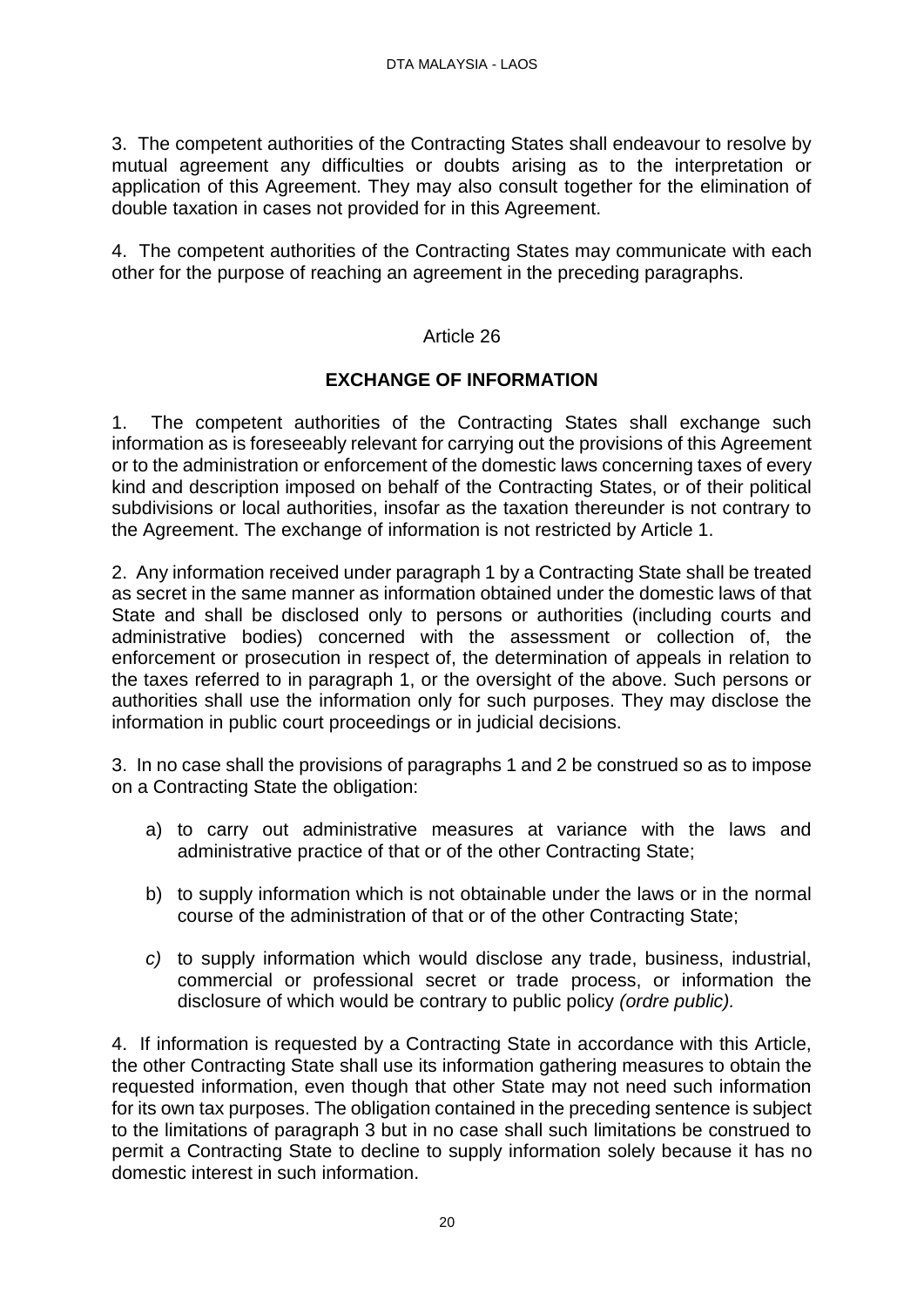3. The competent authorities of the Contracting States shall endeavour to resolve by mutual agreement any difficulties or doubts arising as to the interpretation or application of this Agreement. They may also consult together for the elimination of double taxation in cases not provided for in this Agreement.

4. The competent authorities of the Contracting States may communicate with each other for the purpose of reaching an agreement in the preceding paragraphs.

## Article 26

## EXCHANGE OF INFORMATION

1. The competent authorities of the Contracting States shall exchange such information as is foreseeably relevant for carrying out the provisions of this Agreement or to the administration or enforcement of the domestic laws concerning taxes of every kind and description imposed on behalf of the Contracting States, or of their political subdivisions or local authorities, insofar as the taxation thereunder is not contrary to the Agreement. The exchange of information is not restricted by Article 1.

2. Any information received under paragraph 1 by a Contracting State shall be treated as secret in the same manner as information obtained under the domestic laws of that State and shall be disclosed only to persons or authorities (including courts and administrative bodies) concerned with the assessment or collection of, the enforcement or prosecution in respect of, the determination of appeals in relation to the taxes referred to in paragraph 1, or the oversight of the above. Such persons or authorities shall use the information only for such purposes. They may disclose the information in public court proceedings or in judicial decisions.

3. In no case shall the provisions of paragraphs 1 and 2 be construed so as to impose on a Contracting State the obligation:

a) to carry out administrative measures at variance with the laws and administrative practice of that or of the other Contracting State;

b) to supply information which is not obtainable under the laws or in the normal course of the administration of that or of the other Contracting State;

*c)* to supply information which would disclose any trade, business, industrial, commercial or professional secret or trade process, or information the disclosure of which would be contrary to public policy *(ordre public).*

4. If information is requested by a Contracting State in accordance with this Article, the other Contracting State shall use its information gathering measures to obtain the requested information, even though that other State may not need such information for its own tax purposes. The obligation contained in the preceding sentence is subject to the limitations of paragraph 3 but in no case shall such limitations be construed to permit a Contracting State to decline to supply information solely because it has no domestic interest in such information.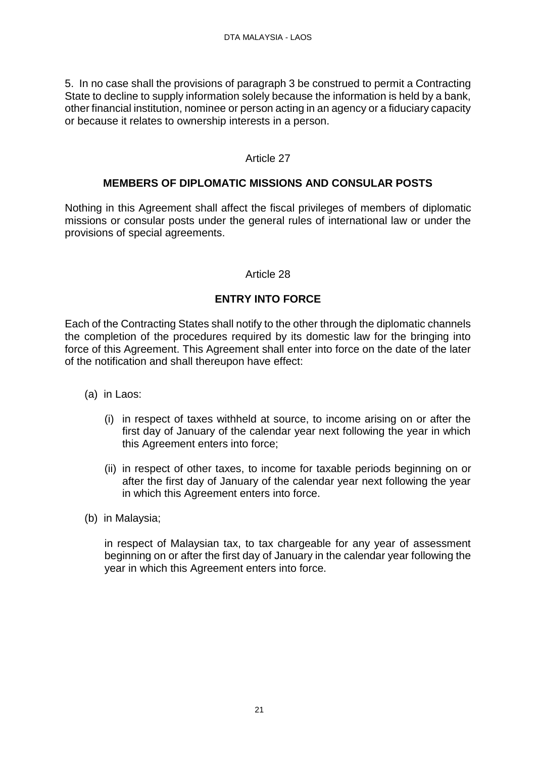5. In no case shall the provisions of paragraph 3 be construed to permit a Contracting State to decline to supply information solely because the information is held by a bank, other financial institution, nominee or person acting in an agency or a fiduciary capacity or because it relates to ownership interests in a person.

Article 27

## MEMBERS OF DIPLOMATIC MISSIONS AND CONSULAR POSTS

Nothing in this Agreement shall affect the fiscal privileges of members of diplomatic missions or consular posts under the general rules of international law or under the provisions of special agreements.

Article 28

## ENTRY INTO FORCE

Each of the Contracting States shall notify to the other through the diplomatic channels the completion of the procedures required by its domestic law for the bringing into force of this Agreement. This Agreement shall enter into force on the date of the later of the notification and shall thereupon have effect:

(a) in Laos:

(i) in respect of taxes withheld at source, to income arising on or after the first day of January of the calendar year next following the year in which this Agreement enters into force;

(ii) in respect of other taxes, to income for taxable periods beginning on or after the first day of January of the calendar year next following the year in which this Agreement enters into force.

(b) in Malaysia;

in respect of Malaysian tax, to tax chargeable for any year of assessment beginning on or after the first day of January in the calendar year following the year in which this Agreement enters into force.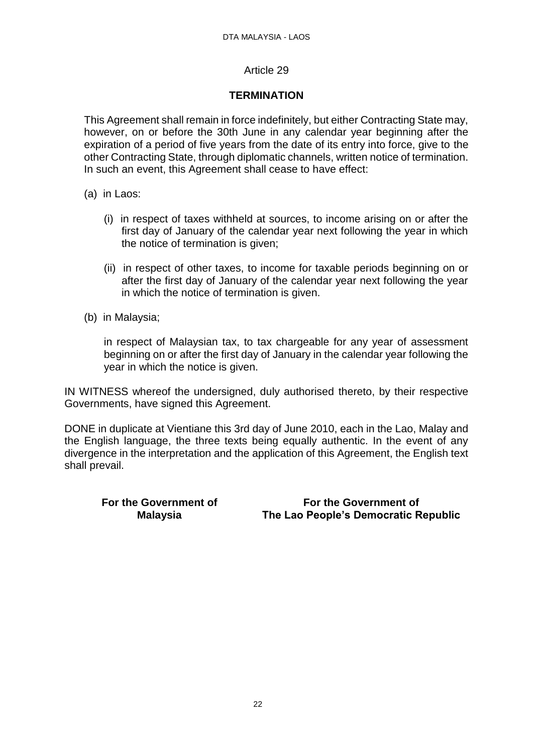## Article 29

### TERMINATION

This Agreement shall remain in force indefinitely, but either Contracting State may, however, on or before the 30th June in any calendar year beginning after the expiration of a period of five years from the date of its entry into force, give to the other Contracting State, through diplomatic channels, written notice of termination. In such an event, this Agreement shall cease to have effect:

(a) in Laos:

   (i) in respect of taxes withheld at sources, to income arising on or after the first day of January of the calendar year next following the year in which the notice of termination is given;

   (ii) in respect of other taxes, to income for taxable periods beginning on or after the first day of January of the calendar year next following the year in which the notice of termination is given.

(b) in Malaysia;

   in respect of Malaysian tax, to tax chargeable for any year of assessment beginning on or after the first day of January in the calendar year following the year in which the notice is given.

IN WITNESS whereof the undersigned, duly authorised thereto, by their respective Governments, have signed this Agreement.

DONE in duplicate at Vientiane this 3rd day of June 2010, each in the Lao, Malay and the English language, the three texts being equally authentic. In the event of any divergence in the interpretation and the application of this Agreement, the English text shall prevail.

**For the Government of Malaysia**

**For the Government of The Lao People's Democratic Republic**